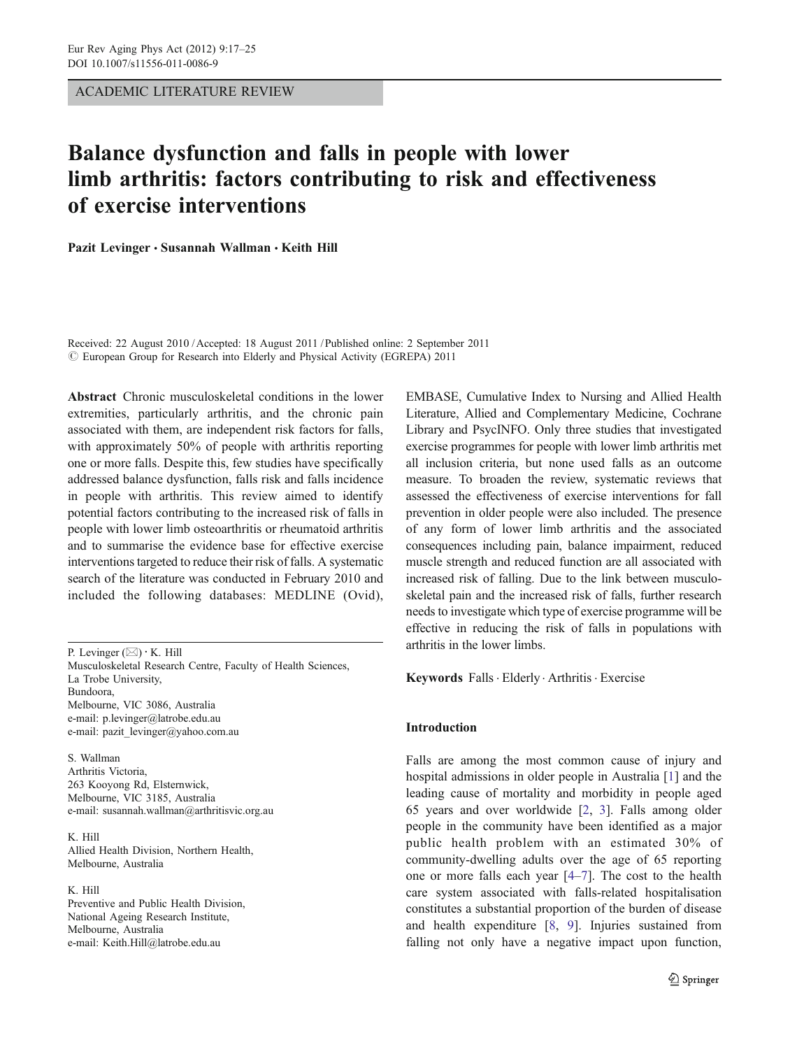ACADEMIC LITERATURE REVIEW

# Balance dysfunction and falls in people with lower limb arthritis: factors contributing to risk and effectiveness of exercise interventions

**Pazit Levinger · Susannah Wallman · Keith Hill**

Received: 22 August 2010 / Accepted: 18 August 2011 / Published online: 2 September 2011
© European Group for Research into Elderly and Physical Activity (EGREPA) 2011

**Abstract** Chronic musculoskeletal conditions in the lower extremities, particularly arthritis, and the chronic pain associated with them, are independent risk factors for falls, with approximately 50% of people with arthritis reporting one or more falls. Despite this, few studies have specifically addressed balance dysfunction, falls risk and falls incidence in people with arthritis. This review aimed to identify potential factors contributing to the increased risk of falls in people with lower limb osteoarthritis or rheumatoid arthritis and to summarise the evidence base for effective exercise interventions targeted to reduce their risk of falls. A systematic search of the literature was conducted in February 2010 and included the following databases: MEDLINE (Ovid), EMBASE, Cumulative Index to Nursing and Allied Health Literature, Allied and Complementary Medicine, Cochrane Library and PsycINFO. Only three studies that investigated exercise programmes for people with lower limb arthritis met all inclusion criteria, but none used falls as an outcome measure. To broaden the review, systematic reviews that assessed the effectiveness of exercise interventions for fall prevention in older people were also included. The presence of any form of lower limb arthritis and the associated consequences including pain, balance impairment, reduced muscle strength and reduced function are all associated with increased risk of falling. Due to the link between musculoskeletal pain and the increased risk of falls, further research needs to investigate which type of exercise programme will be effective in reducing the risk of falls in populations with arthritis in the lower limbs.

**Keywords** Falls · Elderly · Arthritis · Exercise

P. Levinger (✉) · K. Hill
Musculoskeletal Research Centre, Faculty of Health Sciences,
La Trobe University,
Bundoora,
Melbourne, VIC 3086, Australia
e-mail: p.levinger@latrobe.edu.au
e-mail: pazit_levinger@yahoo.com.au

S. Wallman
Arthritis Victoria,
263 Kooyong Rd, Elsternwick,
Melbourne, VIC 3185, Australia
e-mail: susannah.wallman@arthritisvic.org.au

K. Hill
Allied Health Division, Northern Health,
Melbourne, Australia

K. Hill
Preventive and Public Health Division,
National Ageing Research Institute,
Melbourne, Australia
e-mail: Keith.Hill@latrobe.edu.au

## Introduction

Falls are among the most common cause of injury and hospital admissions in older people in Australia [1] and the leading cause of mortality and morbidity in people aged 65 years and over worldwide [2, 3]. Falls among older people in the community have been identified as a major public health problem with an estimated 30% of community-dwelling adults over the age of 65 reporting one or more falls each year [4–7]. The cost to the health care system associated with falls-related hospitalisation constitutes a substantial proportion of the burden of disease and health expenditure [8, 9]. Injuries sustained from falling not only have a negative impact upon function,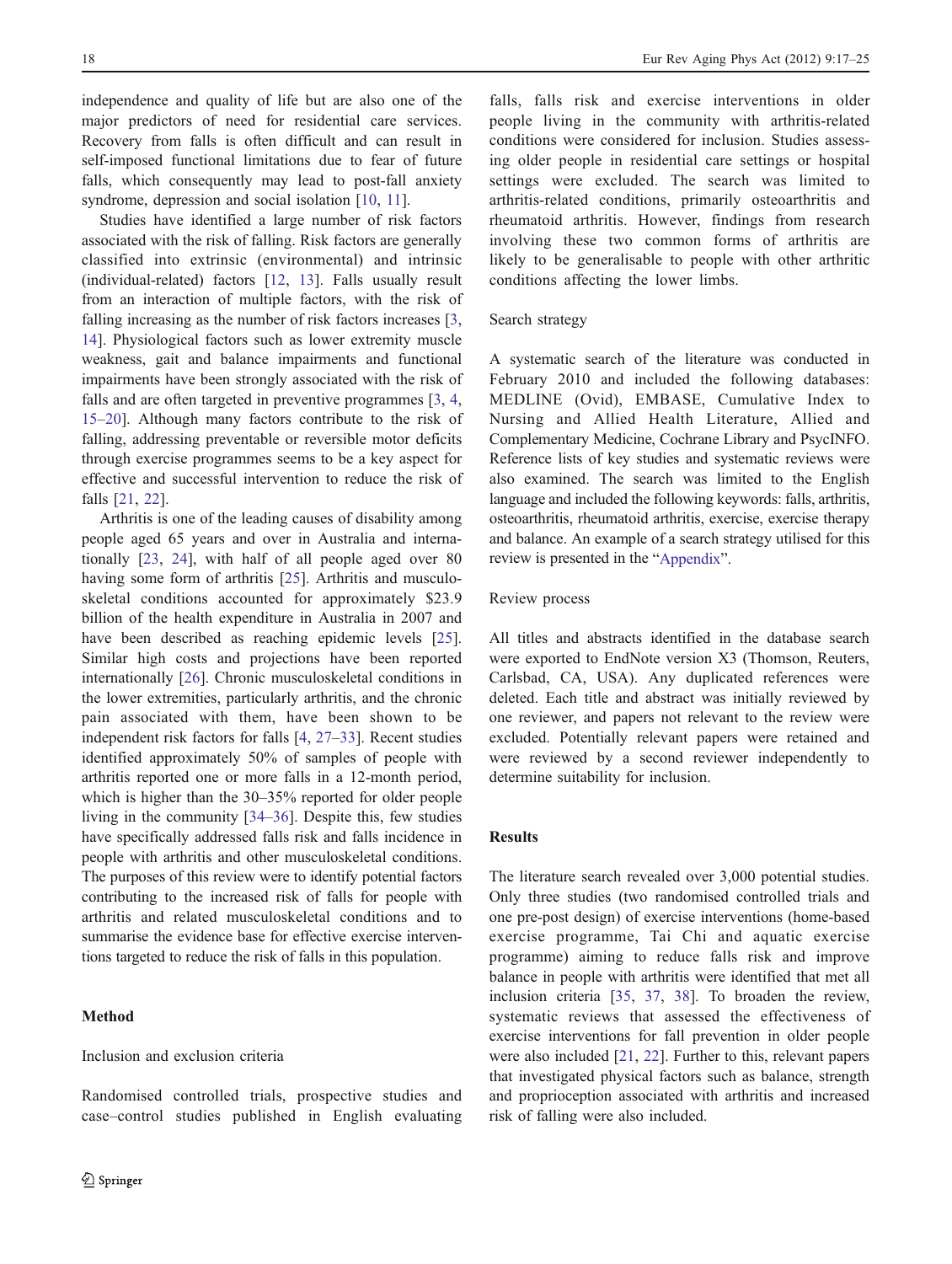independence and quality of life but are also one of the major predictors of need for residential care services. Recovery from falls is often difficult and can result in self-imposed functional limitations due to fear of future falls, which consequently may lead to post-fall anxiety syndrome, depression and social isolation [10, 11].

Studies have identified a large number of risk factors associated with the risk of falling. Risk factors are generally classified into extrinsic (environmental) and intrinsic (individual-related) factors [12, 13]. Falls usually result from an interaction of multiple factors, with the risk of falling increasing as the number of risk factors increases [3, 14]. Physiological factors such as lower extremity muscle weakness, gait and balance impairments and functional impairments have been strongly associated with the risk of falls and are often targeted in preventive programmes [3, 4, 15–20]. Although many factors contribute to the risk of falling, addressing preventable or reversible motor deficits through exercise programmes seems to be a key aspect for effective and successful intervention to reduce the risk of falls [21, 22].

Arthritis is one of the leading causes of disability among people aged 65 years and over in Australia and internationally [23, 24], with half of all people aged over 80 having some form of arthritis [25]. Arthritis and musculoskeletal conditions accounted for approximately $23.9 billion of the health expenditure in Australia in 2007 and have been described as reaching epidemic levels [25]. Similar high costs and projections have been reported internationally [26]. Chronic musculoskeletal conditions in the lower extremities, particularly arthritis, and the chronic pain associated with them, have been shown to be independent risk factors for falls [4, 27–33]. Recent studies identified approximately 50% of samples of people with arthritis reported one or more falls in a 12-month period, which is higher than the 30–35% reported for older people living in the community [34–36]. Despite this, few studies have specifically addressed falls risk and falls incidence in people with arthritis and other musculoskeletal conditions. The purposes of this review were to identify potential factors contributing to the increased risk of falls for people with arthritis and related musculoskeletal conditions and to summarise the evidence base for effective exercise interventions targeted to reduce the risk of falls in this population.

## Method

### Inclusion and exclusion criteria

Randomised controlled trials, prospective studies and case–control studies published in English evaluating falls, falls risk and exercise interventions in older people living in the community with arthritis-related conditions were considered for inclusion. Studies assessing older people in residential care settings or hospital settings were excluded. The search was limited to arthritis-related conditions, primarily osteoarthritis and rheumatoid arthritis. However, findings from research involving these two common forms of arthritis are likely to be generalisable to people with other arthritic conditions affecting the lower limbs.

### Search strategy

A systematic search of the literature was conducted in February 2010 and included the following databases: MEDLINE (Ovid), EMBASE, Cumulative Index to Nursing and Allied Health Literature, Allied and Complementary Medicine, Cochrane Library and PsycINFO. Reference lists of key studies and systematic reviews were also examined. The search was limited to the English language and included the following keywords: falls, arthritis, osteoarthritis, rheumatoid arthritis, exercise, exercise therapy and balance. An example of a search strategy utilised for this review is presented in the "Appendix".

### Review process

All titles and abstracts identified in the database search were exported to EndNote version X3 (Thomson, Reuters, Carlsbad, CA, USA). Any duplicated references were deleted. Each title and abstract was initially reviewed by one reviewer, and papers not relevant to the review were excluded. Potentially relevant papers were retained and were reviewed by a second reviewer independently to determine suitability for inclusion.

## Results

The literature search revealed over 3,000 potential studies. Only three studies (two randomised controlled trials and one pre-post design) of exercise interventions (home-based exercise programme, Tai Chi and aquatic exercise programme) aiming to reduce falls risk and improve balance in people with arthritis were identified that met all inclusion criteria [35, 37, 38]. To broaden the review, systematic reviews that assessed the effectiveness of exercise interventions for fall prevention in older people were also included [21, 22]. Further to this, relevant papers that investigated physical factors such as balance, strength and proprioception associated with arthritis and increased risk of falling were also included.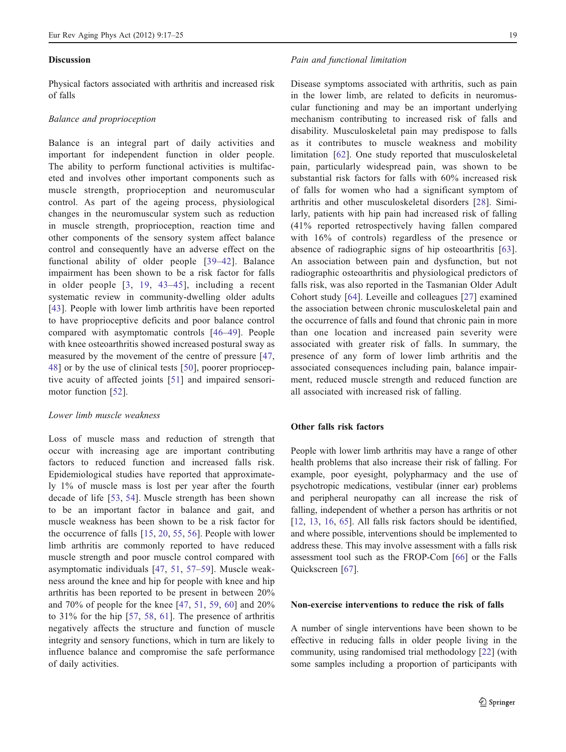## Discussion

Physical factors associated with arthritis and increased risk of falls

### *Balance and proprioception*

Balance is an integral part of daily activities and important for independent function in older people. The ability to perform functional activities is multifaceted and involves other important components such as muscle strength, proprioception and neuromuscular control. As part of the ageing process, physiological changes in the neuromuscular system such as reduction in muscle strength, proprioception, reaction time and other components of the sensory system affect balance control and consequently have an adverse effect on the functional ability of older people [39–42]. Balance impairment has been shown to be a risk factor for falls in older people [3, 19, 43–45], including a recent systematic review in community-dwelling older adults [43]. People with lower limb arthritis have been reported to have proprioceptive deficits and poor balance control compared with asymptomatic controls [46–49]. People with knee osteoarthritis showed increased postural sway as measured by the movement of the centre of pressure [47, 48] or by the use of clinical tests [50], poorer proprioceptive acuity of affected joints [51] and impaired sensorimotor function [52].

### *Lower limb muscle weakness*

Loss of muscle mass and reduction of strength that occur with increasing age are important contributing factors to reduced function and increased falls risk. Epidemiological studies have reported that approximately 1% of muscle mass is lost per year after the fourth decade of life [53, 54]. Muscle strength has been shown to be an important factor in balance and gait, and muscle weakness has been shown to be a risk factor for the occurrence of falls [15, 20, 55, 56]. People with lower limb arthritis are commonly reported to have reduced muscle strength and poor muscle control compared with asymptomatic individuals [47, 51, 57–59]. Muscle weakness around the knee and hip for people with knee and hip arthritis has been reported to be present in between 20% and 70% of people for the knee [47, 51, 59, 60] and 20% to 31% for the hip [57, 58, 61]. The presence of arthritis negatively affects the structure and function of muscle integrity and sensory functions, which in turn are likely to influence balance and compromise the safe performance of daily activities.

### *Pain and functional limitation*

Disease symptoms associated with arthritis, such as pain in the lower limb, are related to deficits in neuromuscular functioning and may be an important underlying mechanism contributing to increased risk of falls and disability. Musculoskeletal pain may predispose to falls as it contributes to muscle weakness and mobility limitation [62]. One study reported that musculoskeletal pain, particularly widespread pain, was shown to be substantial risk factors for falls with 60% increased risk of falls for women who had a significant symptom of arthritis and other musculoskeletal disorders [28]. Similarly, patients with hip pain had increased risk of falling (41% reported retrospectively having fallen compared with 16% of controls) regardless of the presence or absence of radiographic signs of hip osteoarthritis [63]. An association between pain and dysfunction, but not radiographic osteoarthritis and physiological predictors of falls risk, was also reported in the Tasmanian Older Adult Cohort study [64]. Leveille and colleagues [27] examined the association between chronic musculoskeletal pain and the occurrence of falls and found that chronic pain in more than one location and increased pain severity were associated with greater risk of falls. In summary, the presence of any form of lower limb arthritis and the associated consequences including pain, balance impairment, reduced muscle strength and reduced function are all associated with increased risk of falling.

## Other falls risk factors

People with lower limb arthritis may have a range of other health problems that also increase their risk of falling. For example, poor eyesight, polypharmacy and the use of psychotropic medications, vestibular (inner ear) problems and peripheral neuropathy can all increase the risk of falling, independent of whether a person has arthritis or not [12, 13, 16, 65]. All falls risk factors should be identified, and where possible, interventions should be implemented to address these. This may involve assessment with a falls risk assessment tool such as the FROP-Com [66] or the Falls Quickscreen [67].

## Non-exercise interventions to reduce the risk of falls

A number of single interventions have been shown to be effective in reducing falls in older people living in the community, using randomised trial methodology [22] (with some samples including a proportion of participants with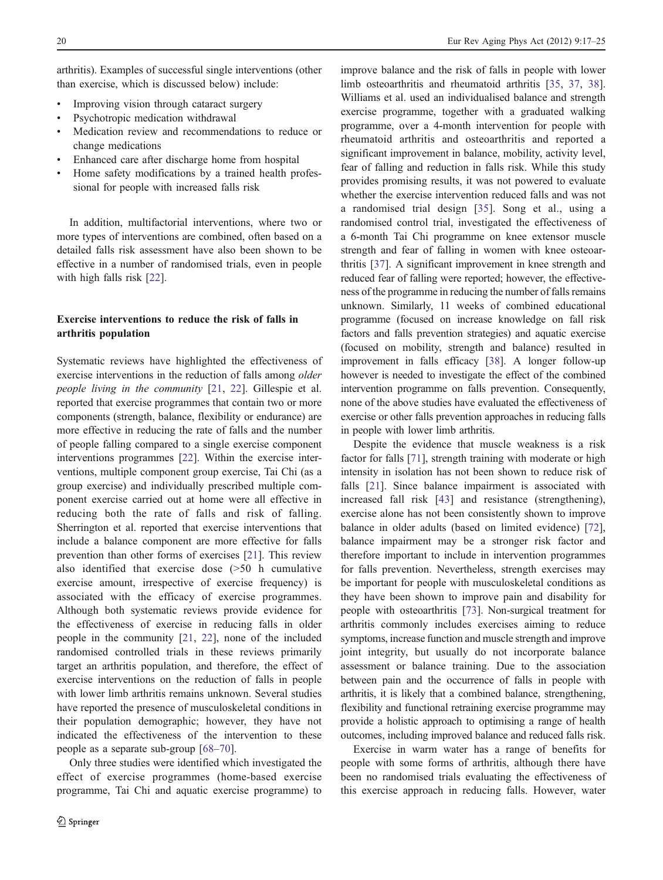arthritis). Examples of successful single interventions (other than exercise, which is discussed below) include:

- Improving vision through cataract surgery
- Psychotropic medication withdrawal
- Medication review and recommendations to reduce or change medications
- Enhanced care after discharge home from hospital
- Home safety modifications by a trained health professional for people with increased falls risk

In addition, multifactorial interventions, where two or more types of interventions are combined, often based on a detailed falls risk assessment have also been shown to be effective in a number of randomised trials, even in people with high falls risk [22].

## Exercise interventions to reduce the risk of falls in arthritis population

Systematic reviews have highlighted the effectiveness of exercise interventions in the reduction of falls among *older people living in the community* [21, 22]. Gillespie et al. reported that exercise programmes that contain two or more components (strength, balance, flexibility or endurance) are more effective in reducing the rate of falls and the number of people falling compared to a single exercise component interventions programmes [22]. Within the exercise interventions, multiple component group exercise, Tai Chi (as a group exercise) and individually prescribed multiple component exercise carried out at home were all effective in reducing both the rate of falls and risk of falling. Sherrington et al. reported that exercise interventions that include a balance component are more effective for falls prevention than other forms of exercises [21]. This review also identified that exercise dose (>50 h cumulative exercise amount, irrespective of exercise frequency) is associated with the efficacy of exercise programmes. Although both systematic reviews provide evidence for the effectiveness of exercise in reducing falls in older people in the community [21, 22], none of the included randomised controlled trials in these reviews primarily target an arthritis population, and therefore, the effect of exercise interventions on the reduction of falls in people with lower limb arthritis remains unknown. Several studies have reported the presence of musculoskeletal conditions in their population demographic; however, they have not indicated the effectiveness of the intervention to these people as a separate sub-group [68–70].

Only three studies were identified which investigated the effect of exercise programmes (home-based exercise programme, Tai Chi and aquatic exercise programme) to improve balance and the risk of falls in people with lower limb osteoarthritis and rheumatoid arthritis [35, 37, 38]. Williams et al. used an individualised balance and strength exercise programme, together with a graduated walking programme, over a 4-month intervention for people with rheumatoid arthritis and osteoarthritis and reported a significant improvement in balance, mobility, activity level, fear of falling and reduction in falls risk. While this study provides promising results, it was not powered to evaluate whether the exercise intervention reduced falls and was not a randomised trial design [35]. Song et al., using a randomised control trial, investigated the effectiveness of a 6-month Tai Chi programme on knee extensor muscle strength and fear of falling in women with knee osteoarthritis [37]. A significant improvement in knee strength and reduced fear of falling were reported; however, the effectiveness of the programme in reducing the number of falls remains unknown. Similarly, 11 weeks of combined educational programme (focused on increase knowledge on fall risk factors and falls prevention strategies) and aquatic exercise (focused on mobility, strength and balance) resulted in improvement in falls efficacy [38]. A longer follow-up however is needed to investigate the effect of the combined intervention programme on falls prevention. Consequently, none of the above studies have evaluated the effectiveness of exercise or other falls prevention approaches in reducing falls in people with lower limb arthritis.

Despite the evidence that muscle weakness is a risk factor for falls [71], strength training with moderate or high intensity in isolation has not been shown to reduce risk of falls [21]. Since balance impairment is associated with increased fall risk [43] and resistance (strengthening), exercise alone has not been consistently shown to improve balance in older adults (based on limited evidence) [72], balance impairment may be a stronger risk factor and therefore important to include in intervention programmes for falls prevention. Nevertheless, strength exercises may be important for people with musculoskeletal conditions as they have been shown to improve pain and disability for people with osteoarthritis [73]. Non-surgical treatment for arthritis commonly includes exercises aiming to reduce symptoms, increase function and muscle strength and improve joint integrity, but usually do not incorporate balance assessment or balance training. Due to the association between pain and the occurrence of falls in people with arthritis, it is likely that a combined balance, strengthening, flexibility and functional retraining exercise programme may provide a holistic approach to optimising a range of health outcomes, including improved balance and reduced falls risk.

Exercise in warm water has a range of benefits for people with some forms of arthritis, although there have been no randomised trials evaluating the effectiveness of this exercise approach in reducing falls. However, water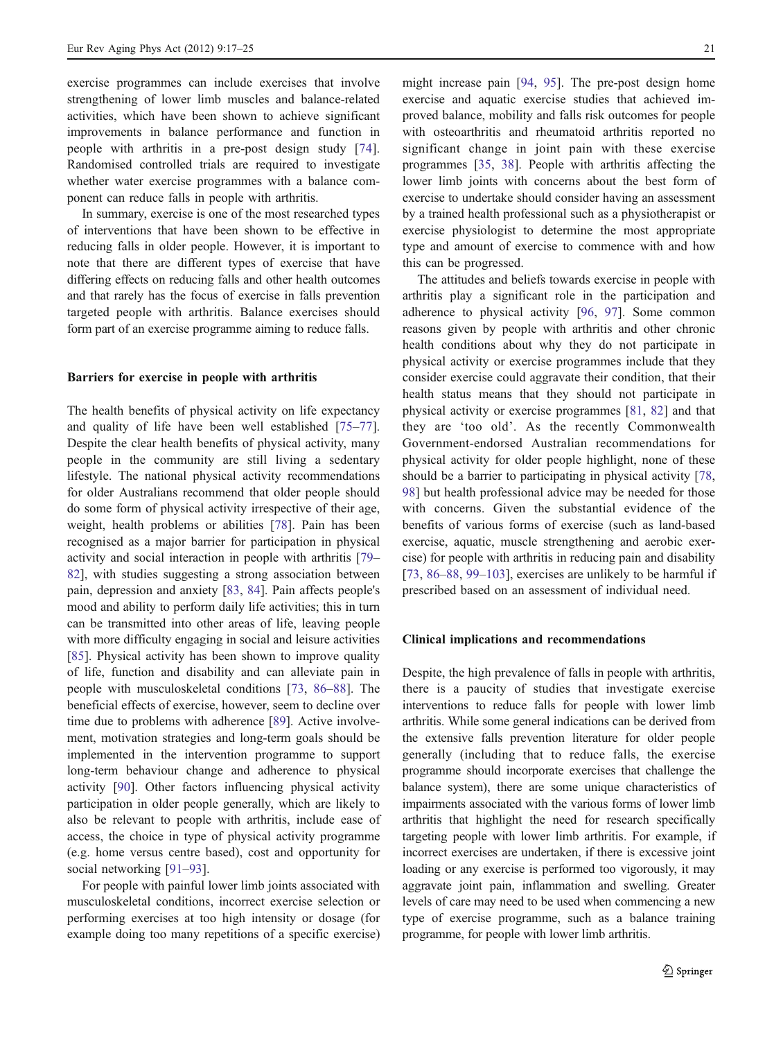exercise programmes can include exercises that involve strengthening of lower limb muscles and balance-related activities, which have been shown to achieve significant improvements in balance performance and function in people with arthritis in a pre-post design study [74]. Randomised controlled trials are required to investigate whether water exercise programmes with a balance component can reduce falls in people with arthritis.

In summary, exercise is one of the most researched types of interventions that have been shown to be effective in reducing falls in older people. However, it is important to note that there are different types of exercise that have differing effects on reducing falls and other health outcomes and that rarely has the focus of exercise in falls prevention targeted people with arthritis. Balance exercises should form part of an exercise programme aiming to reduce falls.

## Barriers for exercise in people with arthritis

The health benefits of physical activity on life expectancy and quality of life have been well established [75–77]. Despite the clear health benefits of physical activity, many people in the community are still living a sedentary lifestyle. The national physical activity recommendations for older Australians recommend that older people should do some form of physical activity irrespective of their age, weight, health problems or abilities [78]. Pain has been recognised as a major barrier for participation in physical activity and social interaction in people with arthritis [79–82], with studies suggesting a strong association between pain, depression and anxiety [83, 84]. Pain affects people's mood and ability to perform daily life activities; this in turn can be transmitted into other areas of life, leaving people with more difficulty engaging in social and leisure activities [85]. Physical activity has been shown to improve quality of life, function and disability and can alleviate pain in people with musculoskeletal conditions [73, 86–88]. The beneficial effects of exercise, however, seem to decline over time due to problems with adherence [89]. Active involvement, motivation strategies and long-term goals should be implemented in the intervention programme to support long-term behaviour change and adherence to physical activity [90]. Other factors influencing physical activity participation in older people generally, which are likely to also be relevant to people with arthritis, include ease of access, the choice in type of physical activity programme (e.g. home versus centre based), cost and opportunity for social networking [91–93].

For people with painful lower limb joints associated with musculoskeletal conditions, incorrect exercise selection or performing exercises at too high intensity or dosage (for example doing too many repetitions of a specific exercise) might increase pain [94, 95]. The pre-post design home exercise and aquatic exercise studies that achieved improved balance, mobility and falls risk outcomes for people with osteoarthritis and rheumatoid arthritis reported no significant change in joint pain with these exercise programmes [35, 38]. People with arthritis affecting the lower limb joints with concerns about the best form of exercise to undertake should consider having an assessment by a trained health professional such as a physiotherapist or exercise physiologist to determine the most appropriate type and amount of exercise to commence with and how this can be progressed.

The attitudes and beliefs towards exercise in people with arthritis play a significant role in the participation and adherence to physical activity [96, 97]. Some common reasons given by people with arthritis and other chronic health conditions about why they do not participate in physical activity or exercise programmes include that they consider exercise could aggravate their condition, that their health status means that they should not participate in physical activity or exercise programmes [81, 82] and that they are 'too old'. As the recently Commonwealth Government-endorsed Australian recommendations for physical activity for older people highlight, none of these should be a barrier to participating in physical activity [78, 98] but health professional advice may be needed for those with concerns. Given the substantial evidence of the benefits of various forms of exercise (such as land-based exercise, aquatic, muscle strengthening and aerobic exercise) for people with arthritis in reducing pain and disability [73, 86–88, 99–103], exercises are unlikely to be harmful if prescribed based on an assessment of individual need.

## Clinical implications and recommendations

Despite, the high prevalence of falls in people with arthritis, there is a paucity of studies that investigate exercise interventions to reduce falls for people with lower limb arthritis. While some general indications can be derived from the extensive falls prevention literature for older people generally (including that to reduce falls, the exercise programme should incorporate exercises that challenge the balance system), there are some unique characteristics of impairments associated with the various forms of lower limb arthritis that highlight the need for research specifically targeting people with lower limb arthritis. For example, if incorrect exercises are undertaken, if there is excessive joint loading or any exercise is performed too vigorously, it may aggravate joint pain, inflammation and swelling. Greater levels of care may need to be used when commencing a new type of exercise programme, such as a balance training programme, for people with lower limb arthritis.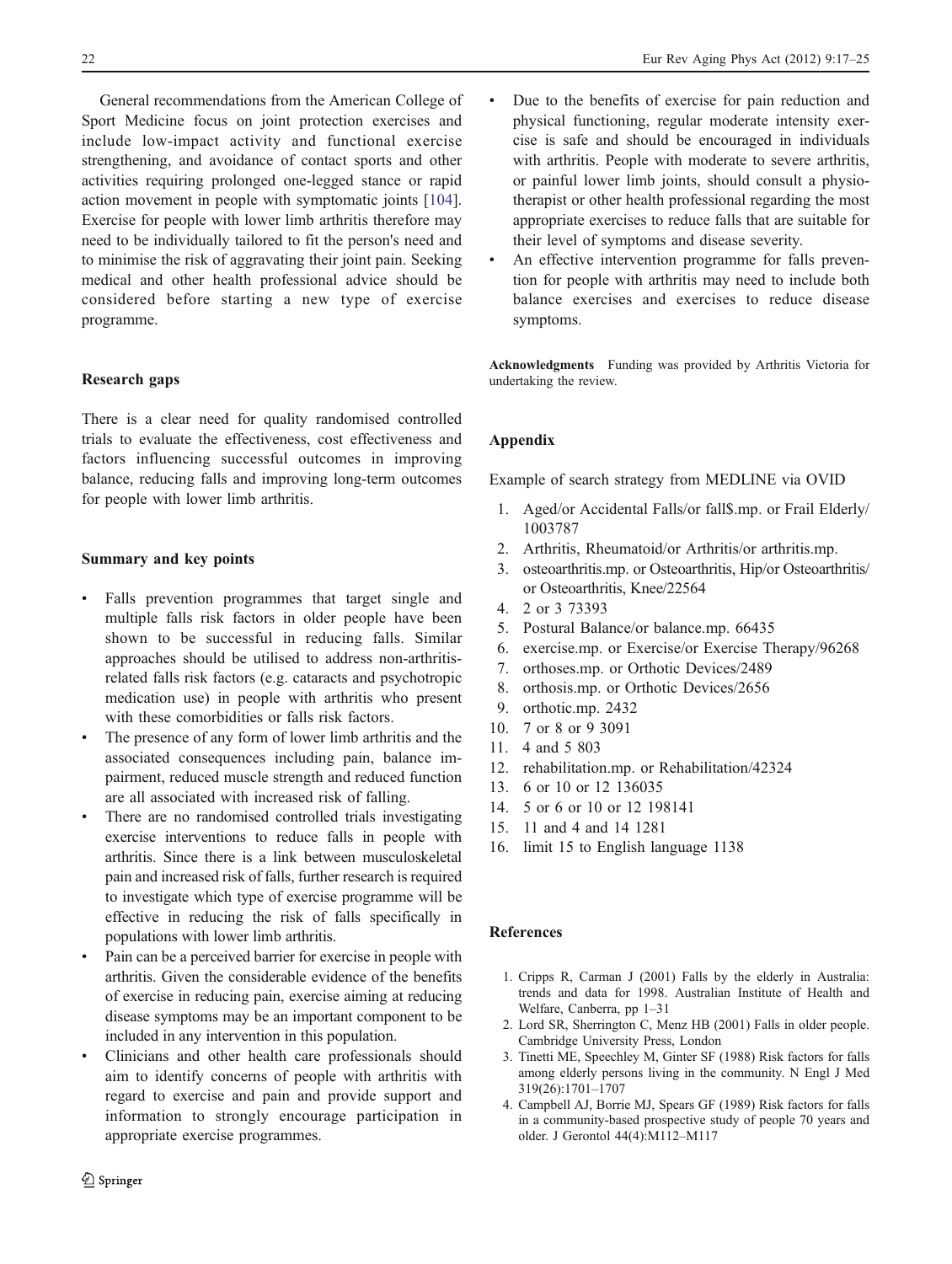General recommendations from the American College of Sport Medicine focus on joint protection exercises and include low-impact activity and functional exercise strengthening, and avoidance of contact sports and other activities requiring prolonged one-legged stance or rapid action movement in people with symptomatic joints [104]. Exercise for people with lower limb arthritis therefore may need to be individually tailored to fit the person's need and to minimise the risk of aggravating their joint pain. Seeking medical and other health professional advice should be considered before starting a new type of exercise programme.

## Research gaps

There is a clear need for quality randomised controlled trials to evaluate the effectiveness, cost effectiveness and factors influencing successful outcomes in improving balance, reducing falls and improving long-term outcomes for people with lower limb arthritis.

## Summary and key points

- Falls prevention programmes that target single and multiple falls risk factors in older people have been shown to be successful in reducing falls. Similar approaches should be utilised to address non-arthritis-related falls risk factors (e.g. cataracts and psychotropic medication use) in people with arthritis who present with these comorbidities or falls risk factors.
- The presence of any form of lower limb arthritis and the associated consequences including pain, balance impairment, reduced muscle strength and reduced function are all associated with increased risk of falling.
- There are no randomised controlled trials investigating exercise interventions to reduce falls in people with arthritis. Since there is a link between musculoskeletal pain and increased risk of falls, further research is required to investigate which type of exercise programme will be effective in reducing the risk of falls specifically in populations with lower limb arthritis.
- Pain can be a perceived barrier for exercise in people with arthritis. Given the considerable evidence of the benefits of exercise in reducing pain, exercise aiming at reducing disease symptoms may be an important component to be included in any intervention in this population.
- Clinicians and other health care professionals should aim to identify concerns of people with arthritis with regard to exercise and pain and provide support and information to strongly encourage participation in appropriate exercise programmes.
- Due to the benefits of exercise for pain reduction and physical functioning, regular moderate intensity exercise is safe and should be encouraged in individuals with arthritis. People with moderate to severe arthritis, or painful lower limb joints, should consult a physiotherapist or other health professional regarding the most appropriate exercises to reduce falls that are suitable for their level of symptoms and disease severity.
- An effective intervention programme for falls prevention for people with arthritis may need to include both balance exercises and exercises to reduce disease symptoms.

**Acknowledgments** Funding was provided by Arthritis Victoria for undertaking the review.

## Appendix

Example of search strategy from MEDLINE via OVID

1. Aged/or Accidental Falls/or fall$.mp. or Frail Elderly/ 1003787
2. Arthritis, Rheumatoid/or Arthritis/or arthritis.mp.
3. osteoarthritis.mp. or Osteoarthritis, Hip/or Osteoarthritis/ or Osteoarthritis, Knee/22564
4. 2 or 3 73393
5. Postural Balance/or balance.mp. 66435
6. exercise.mp. or Exercise/or Exercise Therapy/96268
7. orthoses.mp. or Orthotic Devices/2489
8. orthosis.mp. or Orthotic Devices/2656
9. orthotic.mp. 2432
10. 7 or 8 or 9 3091
11. 4 and 5 803
12. rehabilitation.mp. or Rehabilitation/42324
13. 6 or 10 or 12 136035
14. 5 or 6 or 10 or 12 198141
15. 11 and 4 and 14 1281
16. limit 15 to English language 1138

## References

1. Cripps R, Carman J (2001) Falls by the elderly in Australia: trends and data for 1998. Australian Institute of Health and Welfare, Canberra, pp 1–31
2. Lord SR, Sherrington C, Menz HB (2001) Falls in older people. Cambridge University Press, London
3. Tinetti ME, Speechley M, Ginter SF (1988) Risk factors for falls among elderly persons living in the community. N Engl J Med 319(26):1701–1707
4. Campbell AJ, Borrie MJ, Spears GF (1989) Risk factors for falls in a community-based prospective study of people 70 years and older. J Gerontol 44(4):M112–M117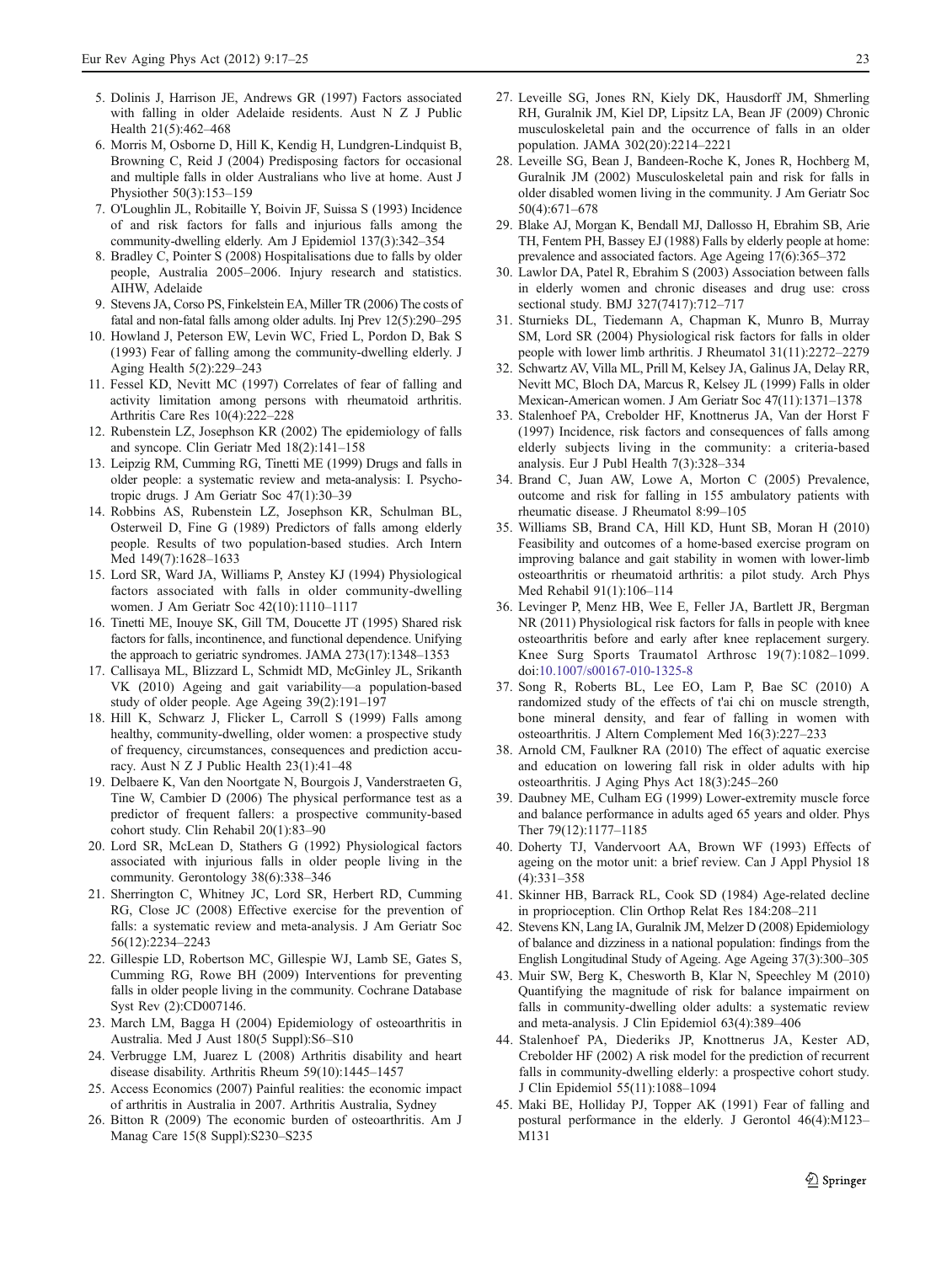5. Dolinis J, Harrison JE, Andrews GR (1997) Factors associated with falling in older Adelaide residents. Aust N Z J Public Health 21(5):462–468
6. Morris M, Osborne D, Hill K, Kendig H, Lundgren-Lindquist B, Browning C, Reid J (2004) Predisposing factors for occasional and multiple falls in older Australians who live at home. Aust J Physiother 50(3):153–159
7. O'Loughlin JL, Robitaille Y, Boivin JF, Suissa S (1993) Incidence of and risk factors for falls and injurious falls among the community-dwelling elderly. Am J Epidemiol 137(3):342–354
8. Bradley C, Pointer S (2008) Hospitalisations due to falls by older people, Australia 2005–2006. Injury research and statistics. AIHW, Adelaide
9. Stevens JA, Corso PS, Finkelstein EA, Miller TR (2006) The costs of fatal and non-fatal falls among older adults. Inj Prev 12(5):290–295
10. Howland J, Peterson EW, Levin WC, Fried L, Pordon D, Bak S (1993) Fear of falling among the community-dwelling elderly. J Aging Health 5(2):229–243
11. Fessel KD, Nevitt MC (1997) Correlates of fear of falling and activity limitation among persons with rheumatoid arthritis. Arthritis Care Res 10(4):222–228
12. Rubenstein LZ, Josephson KR (2002) The epidemiology of falls and syncope. Clin Geriatr Med 18(2):141–158
13. Leipzig RM, Cumming RG, Tinetti ME (1999) Drugs and falls in older people: a systematic review and meta-analysis: I. Psychotropic drugs. J Am Geriatr Soc 47(1):30–39
14. Robbins AS, Rubenstein LZ, Josephson KR, Schulman BL, Osterweil D, Fine G (1989) Predictors of falls among elderly people. Results of two population-based studies. Arch Intern Med 149(7):1628–1633
15. Lord SR, Ward JA, Williams P, Anstey KJ (1994) Physiological factors associated with falls in older community-dwelling women. J Am Geriatr Soc 42(10):1110–1117
16. Tinetti ME, Inouye SK, Gill TM, Doucette JT (1995) Shared risk factors for falls, incontinence, and functional dependence. Unifying the approach to geriatric syndromes. JAMA 273(17):1348–1353
17. Callisaya ML, Blizzard L, Schmidt MD, McGinley JL, Srikanth VK (2010) Ageing and gait variability—a population-based study of older people. Age Ageing 39(2):191–197
18. Hill K, Schwarz J, Flicker L, Carroll S (1999) Falls among healthy, community-dwelling, older women: a prospective study of frequency, circumstances, consequences and prediction accuracy. Aust N Z J Public Health 23(1):41–48
19. Delbaere K, Van den Noortgate N, Bourgois J, Vanderstraeten G, Tine W, Cambier D (2006) The physical performance test as a predictor of frequent fallers: a prospective community-based cohort study. Clin Rehabil 20(1):83–90
20. Lord SR, McLean D, Stathers G (1992) Physiological factors associated with injurious falls in older people living in the community. Gerontology 38(6):338–346
21. Sherrington C, Whitney JC, Lord SR, Herbert RD, Cumming RG, Close JC (2008) Effective exercise for the prevention of falls: a systematic review and meta-analysis. J Am Geriatr Soc 56(12):2234–2243
22. Gillespie LD, Robertson MC, Gillespie WJ, Lamb SE, Gates S, Cumming RG, Rowe BH (2009) Interventions for preventing falls in older people living in the community. Cochrane Database Syst Rev (2):CD007146.
23. March LM, Bagga H (2004) Epidemiology of osteoarthritis in Australia. Med J Aust 180(5 Suppl):S6–S10
24. Verbrugge LM, Juarez L (2008) Arthritis disability and heart disease disability. Arthritis Rheum 59(10):1445–1457
25. Access Economics (2007) Painful realities: the economic impact of arthritis in Australia in 2007. Arthritis Australia, Sydney
26. Bitton R (2009) The economic burden of osteoarthritis. Am J Manag Care 15(8 Suppl):S230–S235
27. Leveille SG, Jones RN, Kiely DK, Hausdorff JM, Shmerling RH, Guralnik JM, Kiel DP, Lipsitz LA, Bean JF (2009) Chronic musculoskeletal pain and the occurrence of falls in an older population. JAMA 302(20):2214–2221
28. Leveille SG, Bean J, Bandeen-Roche K, Jones R, Hochberg M, Guralnik JM (2002) Musculoskeletal pain and risk for falls in older disabled women living in the community. J Am Geriatr Soc 50(4):671–678
29. Blake AJ, Morgan K, Bendall MJ, Dallosso H, Ebrahim SB, Arie TH, Fentem PH, Bassey EJ (1988) Falls by elderly people at home: prevalence and associated factors. Age Ageing 17(6):365–372
30. Lawlor DA, Patel R, Ebrahim S (2003) Association between falls in elderly women and chronic diseases and drug use: cross sectional study. BMJ 327(7417):712–717
31. Sturnieks DL, Tiedemann A, Chapman K, Munro B, Murray SM, Lord SR (2004) Physiological risk factors for falls in older people with lower limb arthritis. J Rheumatol 31(11):2272–2279
32. Schwartz AV, Villa ML, Prill M, Kelsey JA, Galinus JA, Delay RR, Nevitt MC, Bloch DA, Marcus R, Kelsey JL (1999) Falls in older Mexican-American women. J Am Geriatr Soc 47(11):1371–1378
33. Stalenhoef PA, Crebolder HF, Knottnerus JA, Van der Horst F (1997) Incidence, risk factors and consequences of falls among elderly subjects living in the community: a criteria-based analysis. Eur J Publ Health 7(3):328–334
34. Brand C, Juan AW, Lowe A, Morton C (2005) Prevalence, outcome and risk for falling in 155 ambulatory patients with rheumatic disease. J Rheumatol 8:99–105
35. Williams SB, Brand CA, Hill KD, Hunt SB, Moran H (2010) Feasibility and outcomes of a home-based exercise program on improving balance and gait stability in women with lower-limb osteoarthritis or rheumatoid arthritis: a pilot study. Arch Phys Med Rehabil 91(1):106–114
36. Levinger P, Menz HB, Wee E, Feller JA, Bartlett JR, Bergman NR (2011) Physiological risk factors for falls in people with knee osteoarthritis before and early after knee replacement surgery. Knee Surg Sports Traumatol Arthrosc 19(7):1082–1099. doi:10.1007/s00167-010-1325-8
37. Song R, Roberts BL, Lee EO, Lam P, Bae SC (2010) A randomized study of the effects of t'ai chi on muscle strength, bone mineral density, and fear of falling in women with osteoarthritis. J Altern Complement Med 16(3):227–233
38. Arnold CM, Faulkner RA (2010) The effect of aquatic exercise and education on lowering fall risk in older adults with hip osteoarthritis. J Aging Phys Act 18(3):245–260
39. Daubney ME, Culham EG (1999) Lower-extremity muscle force and balance performance in adults aged 65 years and older. Phys Ther 79(12):1177–1185
40. Doherty TJ, Vandervoort AA, Brown WF (1993) Effects of ageing on the motor unit: a brief review. Can J Appl Physiol 18 (4):331–358
41. Skinner HB, Barrack RL, Cook SD (1984) Age-related decline in proprioception. Clin Orthop Relat Res 184:208–211
42. Stevens KN, Lang IA, Guralnik JM, Melzer D (2008) Epidemiology of balance and dizziness in a national population: findings from the English Longitudinal Study of Ageing. Age Ageing 37(3):300–305
43. Muir SW, Berg K, Chesworth B, Klar N, Speechley M (2010) Quantifying the magnitude of risk for balance impairment on falls in community-dwelling older adults: a systematic review and meta-analysis. J Clin Epidemiol 63(4):389–406
44. Stalenhoef PA, Diederiks JP, Knottnerus JA, Kester AD, Crebolder HF (2002) A risk model for the prediction of recurrent falls in community-dwelling elderly: a prospective cohort study. J Clin Epidemiol 55(11):1088–1094
45. Maki BE, Holliday PJ, Topper AK (1991) Fear of falling and postural performance in the elderly. J Gerontol 46(4):M123–M131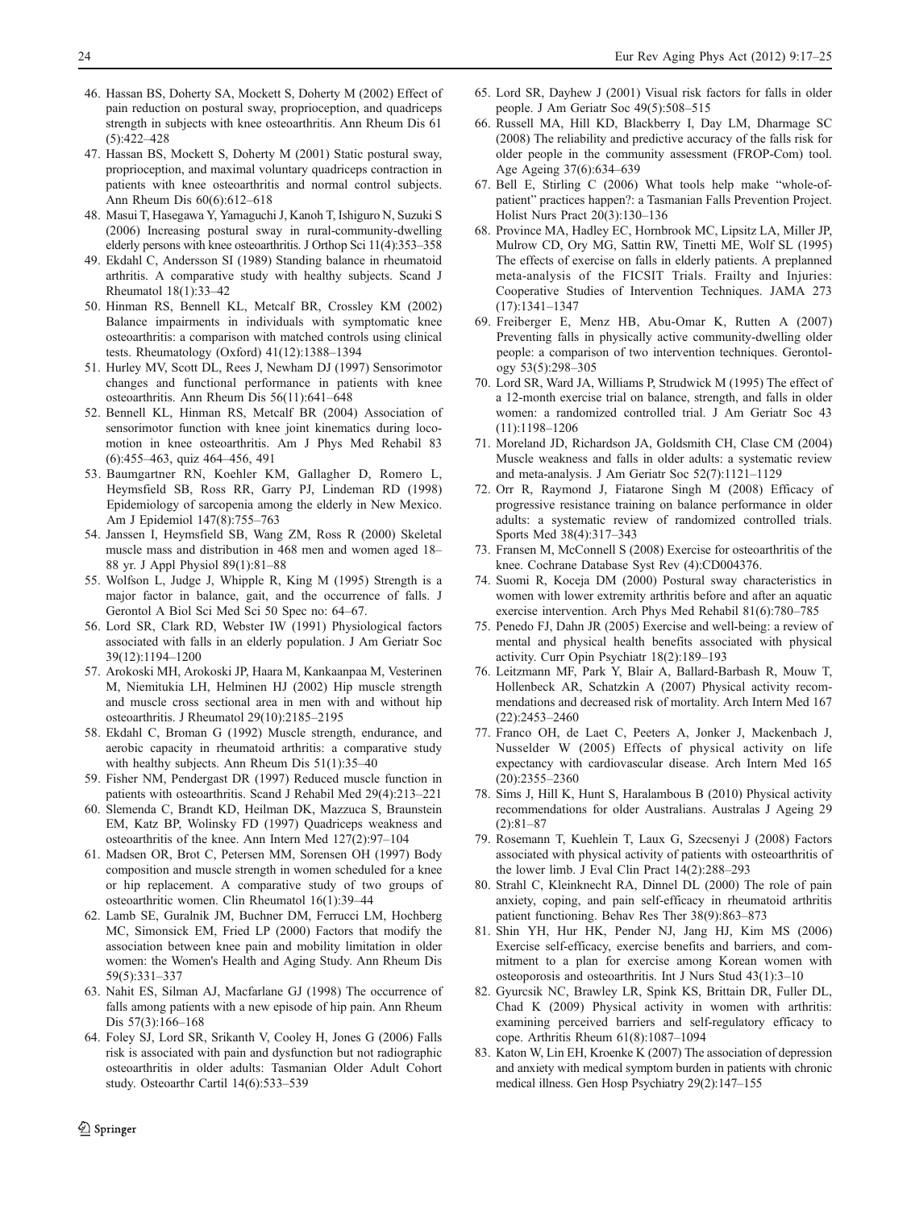46. Hassan BS, Doherty SA, Mockett S, Doherty M (2002) Effect of pain reduction on postural sway, proprioception, and quadriceps strength in subjects with knee osteoarthritis. Ann Rheum Dis 61 (5):422–428
47. Hassan BS, Mockett S, Doherty M (2001) Static postural sway, proprioception, and maximal voluntary quadriceps contraction in patients with knee osteoarthritis and normal control subjects. Ann Rheum Dis 60(6):612–618
48. Masui T, Hasegawa Y, Yamaguchi J, Kanoh T, Ishiguro N, Suzuki S (2006) Increasing postural sway in rural-community-dwelling elderly persons with knee osteoarthritis. J Orthop Sci 11(4):353–358
49. Ekdahl C, Andersson SI (1989) Standing balance in rheumatoid arthritis. A comparative study with healthy subjects. Scand J Rheumatol 18(1):33–42
50. Hinman RS, Bennell KL, Metcalf BR, Crossley KM (2002) Balance impairments in individuals with symptomatic knee osteoarthritis: a comparison with matched controls using clinical tests. Rheumatology (Oxford) 41(12):1388–1394
51. Hurley MV, Scott DL, Rees J, Newham DJ (1997) Sensorimotor changes and functional performance in patients with knee osteoarthritis. Ann Rheum Dis 56(11):641–648
52. Bennell KL, Hinman RS, Metcalf BR (2004) Association of sensorimotor function with knee joint kinematics during locomotion in knee osteoarthritis. Am J Phys Med Rehabil 83 (6):455–463, quiz 464–456, 491
53. Baumgartner RN, Koehler KM, Gallagher D, Romero L, Heymsfield SB, Ross RR, Garry PJ, Lindeman RD (1998) Epidemiology of sarcopenia among the elderly in New Mexico. Am J Epidemiol 147(8):755–763
54. Janssen I, Heymsfield SB, Wang ZM, Ross R (2000) Skeletal muscle mass and distribution in 468 men and women aged 18–88 yr. J Appl Physiol 89(1):81–88
55. Wolfson L, Judge J, Whipple R, King M (1995) Strength is a major factor in balance, gait, and the occurrence of falls. J Gerontol A Biol Sci Med Sci 50 Spec no: 64–67.
56. Lord SR, Clark RD, Webster IW (1991) Physiological factors associated with falls in an elderly population. J Am Geriatr Soc 39(12):1194–1200
57. Arokoski MH, Arokoski JP, Haara M, Kankaanpaa M, Vesterinen M, Niemitukia LH, Helminen HJ (2002) Hip muscle strength and muscle cross sectional area in men with and without hip osteoarthritis. J Rheumatol 29(10):2185–2195
58. Ekdahl C, Broman G (1992) Muscle strength, endurance, and aerobic capacity in rheumatoid arthritis: a comparative study with healthy subjects. Ann Rheum Dis 51(1):35–40
59. Fisher NM, Pendergast DR (1997) Reduced muscle function in patients with osteoarthritis. Scand J Rehabil Med 29(4):213–221
60. Slemenda C, Brandt KD, Heilman DK, Mazzuca S, Braunstein EM, Katz BP, Wolinsky FD (1997) Quadriceps weakness and osteoarthritis of the knee. Ann Intern Med 127(2):97–104
61. Madsen OR, Brot C, Petersen MM, Sorensen OH (1997) Body composition and muscle strength in women scheduled for a knee or hip replacement. A comparative study of two groups of osteoarthritic women. Clin Rheumatol 16(1):39–44
62. Lamb SE, Guralnik JM, Buchner DM, Ferrucci LM, Hochberg MC, Simonsick EM, Fried LP (2000) Factors that modify the association between knee pain and mobility limitation in older women: the Women's Health and Aging Study. Ann Rheum Dis 59(5):331–337
63. Nahit ES, Silman AJ, Macfarlane GJ (1998) The occurrence of falls among patients with a new episode of hip pain. Ann Rheum Dis 57(3):166–168
64. Foley SJ, Lord SR, Srikanth V, Cooley H, Jones G (2006) Falls risk is associated with pain and dysfunction but not radiographic osteoarthritis in older adults: Tasmanian Older Adult Cohort study. Osteoarthr Cartil 14(6):533–539
65. Lord SR, Dayhew J (2001) Visual risk factors for falls in older people. J Am Geriatr Soc 49(5):508–515
66. Russell MA, Hill KD, Blackberry I, Day LM, Dharmage SC (2008) The reliability and predictive accuracy of the falls risk for older people in the community assessment (FROP-Com) tool. Age Ageing 37(6):634–639
67. Bell E, Stirling C (2006) What tools help make "whole-of-patient" practices happen?: a Tasmanian Falls Prevention Project. Holist Nurs Pract 20(3):130–136
68. Province MA, Hadley EC, Hornbrook MC, Lipsitz LA, Miller JP, Mulrow CD, Ory MG, Sattin RW, Tinetti ME, Wolf SL (1995) The effects of exercise on falls in elderly patients. A preplanned meta-analysis of the FICSIT Trials. Frailty and Injuries: Cooperative Studies of Intervention Techniques. JAMA 273 (17):1341–1347
69. Freiberger E, Menz HB, Abu-Omar K, Rutten A (2007) Preventing falls in physically active community-dwelling older people: a comparison of two intervention techniques. Gerontology 53(5):298–305
70. Lord SR, Ward JA, Williams P, Strudwick M (1995) The effect of a 12-month exercise trial on balance, strength, and falls in older women: a randomized controlled trial. J Am Geriatr Soc 43 (11):1198–1206
71. Moreland JD, Richardson JA, Goldsmith CH, Clase CM (2004) Muscle weakness and falls in older adults: a systematic review and meta-analysis. J Am Geriatr Soc 52(7):1121–1129
72. Orr R, Raymond J, Fiatarone Singh M (2008) Efficacy of progressive resistance training on balance performance in older adults: a systematic review of randomized controlled trials. Sports Med 38(4):317–343
73. Fransen M, McConnell S (2008) Exercise for osteoarthritis of the knee. Cochrane Database Syst Rev (4):CD004376.
74. Suomi R, Koceja DM (2000) Postural sway characteristics in women with lower extremity arthritis before and after an aquatic exercise intervention. Arch Phys Med Rehabil 81(6):780–785
75. Penedo FJ, Dahn JR (2005) Exercise and well-being: a review of mental and physical health benefits associated with physical activity. Curr Opin Psychiatr 18(2):189–193
76. Leitzmann MF, Park Y, Blair A, Ballard-Barbash R, Mouw T, Hollenbeck AR, Schatzkin A (2007) Physical activity recommendations and decreased risk of mortality. Arch Intern Med 167 (22):2453–2460
77. Franco OH, de Laet C, Peeters A, Jonker J, Mackenbach J, Nusselder W (2005) Effects of physical activity on life expectancy with cardiovascular disease. Arch Intern Med 165 (20):2355–2360
78. Sims J, Hill K, Hunt S, Haralambous B (2010) Physical activity recommendations for older Australians. Australas J Ageing 29 (2):81–87
79. Rosemann T, Kuehlein T, Laux G, Szecsenyi J (2008) Factors associated with physical activity of patients with osteoarthritis of the lower limb. J Eval Clin Pract 14(2):288–293
80. Strahl C, Kleinknecht RA, Dinnel DL (2000) The role of pain anxiety, coping, and pain self-efficacy in rheumatoid arthritis patient functioning. Behav Res Ther 38(9):863–873
81. Shin YH, Hur HK, Pender NJ, Jang HJ, Kim MS (2006) Exercise self-efficacy, exercise benefits and barriers, and commitment to a plan for exercise among Korean women with osteoporosis and osteoarthritis. Int J Nurs Stud 43(1):3–10
82. Gyurcsik NC, Brawley LR, Spink KS, Brittain DR, Fuller DL, Chad K (2009) Physical activity in women with arthritis: examining perceived barriers and self-regulatory efficacy to cope. Arthritis Rheum 61(8):1087–1094
83. Katon W, Lin EH, Kroenke K (2007) The association of depression and anxiety with medical symptom burden in patients with chronic medical illness. Gen Hosp Psychiatry 29(2):147–155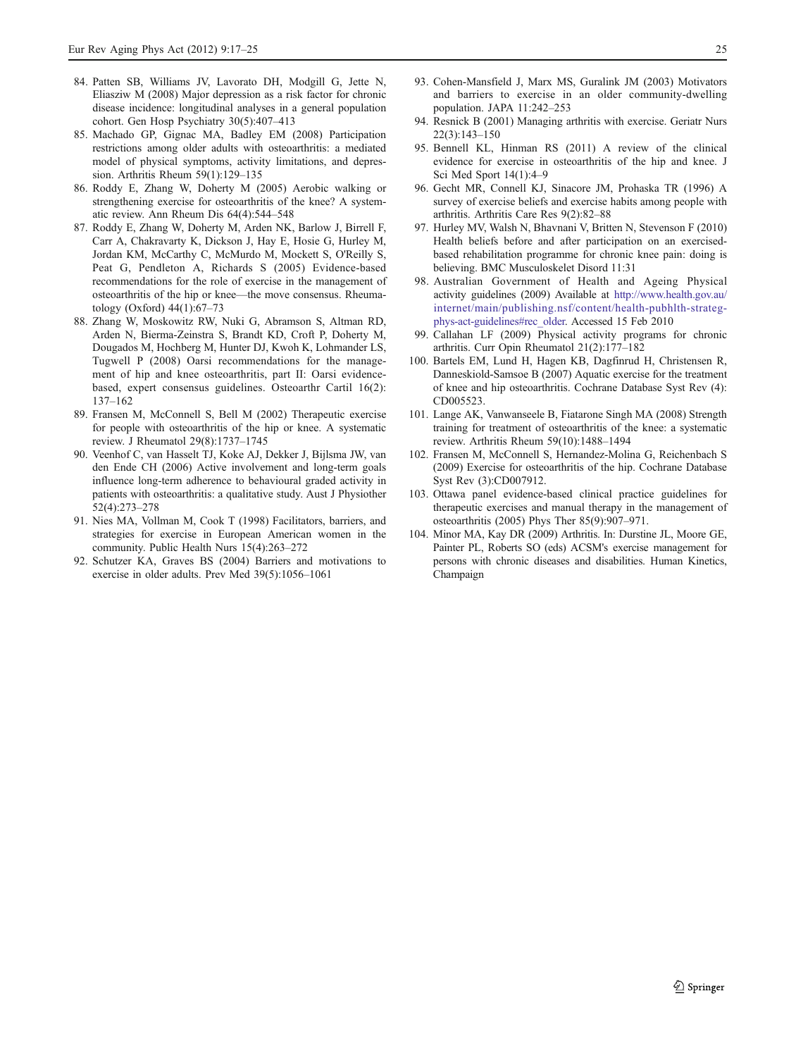84. Patten SB, Williams JV, Lavorato DH, Modgill G, Jette N, Eliasziw M (2008) Major depression as a risk factor for chronic disease incidence: longitudinal analyses in a general population cohort. Gen Hosp Psychiatry 30(5):407–413
85. Machado GP, Gignac MA, Badley EM (2008) Participation restrictions among older adults with osteoarthritis: a mediated model of physical symptoms, activity limitations, and depression. Arthritis Rheum 59(1):129–135
86. Roddy E, Zhang W, Doherty M (2005) Aerobic walking or strengthening exercise for osteoarthritis of the knee? A systematic review. Ann Rheum Dis 64(4):544–548
87. Roddy E, Zhang W, Doherty M, Arden NK, Barlow J, Birrell F, Carr A, Chakravarty K, Dickson J, Hay E, Hosie G, Hurley M, Jordan KM, McCarthy C, McMurdo M, Mockett S, O'Reilly S, Peat G, Pendleton A, Richards S (2005) Evidence-based recommendations for the role of exercise in the management of osteoarthritis of the hip or knee—the move consensus. Rheumatology (Oxford) 44(1):67–73
88. Zhang W, Moskowitz RW, Nuki G, Abramson S, Altman RD, Arden N, Bierma-Zeinstra S, Brandt KD, Croft P, Doherty M, Dougados M, Hochberg M, Hunter DJ, Kwoh K, Lohmander LS, Tugwell P (2008) Oarsi recommendations for the management of hip and knee osteoarthritis, part II: Oarsi evidence-based, expert consensus guidelines. Osteoarthr Cartil 16(2): 137–162
89. Fransen M, McConnell S, Bell M (2002) Therapeutic exercise for people with osteoarthritis of the hip or knee. A systematic review. J Rheumatol 29(8):1737–1745
90. Veenhof C, van Hasselt TJ, Koke AJ, Dekker J, Bijlsma JW, van den Ende CH (2006) Active involvement and long-term goals influence long-term adherence to behavioural graded activity in patients with osteoarthritis: a qualitative study. Aust J Physiother 52(4):273–278
91. Nies MA, Vollman M, Cook T (1998) Facilitators, barriers, and strategies for exercise in European American women in the community. Public Health Nurs 15(4):263–272
92. Schutzer KA, Graves BS (2004) Barriers and motivations to exercise in older adults. Prev Med 39(5):1056–1061
93. Cohen-Mansfield J, Marx MS, Guralink JM (2003) Motivators and barriers to exercise in an older community-dwelling population. JAPA 11:242–253
94. Resnick B (2001) Managing arthritis with exercise. Geriatr Nurs 22(3):143–150
95. Bennell KL, Hinman RS (2011) A review of the clinical evidence for exercise in osteoarthritis of the hip and knee. J Sci Med Sport 14(1):4–9
96. Gecht MR, Connell KJ, Sinacore JM, Prohaska TR (1996) A survey of exercise beliefs and exercise habits among people with arthritis. Arthritis Care Res 9(2):82–88
97. Hurley MV, Walsh N, Bhavnani V, Britten N, Stevenson F (2010) Health beliefs before and after participation on an exercised-based rehabilitation programme for chronic knee pain: doing is believing. BMC Musculoskelet Disord 11:31
98. Australian Government of Health and Ageing Physical activity guidelines (2009) Available at http://www.health.gov.au/internet/main/publishing.nsf/content/health-pubhlth-strateg-phys-act-guidelines#rec_older. Accessed 15 Feb 2010
99. Callahan LF (2009) Physical activity programs for chronic arthritis. Curr Opin Rheumatol 21(2):177–182
100. Bartels EM, Lund H, Hagen KB, Dagfinrud H, Christensen R, Danneskiold-Samsoe B (2007) Aquatic exercise for the treatment of knee and hip osteoarthritis. Cochrane Database Syst Rev (4): CD005523.
101. Lange AK, Vanwanseele B, Fiatarone Singh MA (2008) Strength training for treatment of osteoarthritis of the knee: a systematic review. Arthritis Rheum 59(10):1488–1494
102. Fransen M, McConnell S, Hernandez-Molina G, Reichenbach S (2009) Exercise for osteoarthritis of the hip. Cochrane Database Syst Rev (3):CD007912.
103. Ottawa panel evidence-based clinical practice guidelines for therapeutic exercises and manual therapy in the management of osteoarthritis (2005) Phys Ther 85(9):907–971.
104. Minor MA, Kay DR (2009) Arthritis. In: Durstine JL, Moore GE, Painter PL, Roberts SO (eds) ACSM's exercise management for persons with chronic diseases and disabilities. Human Kinetics, Champaign